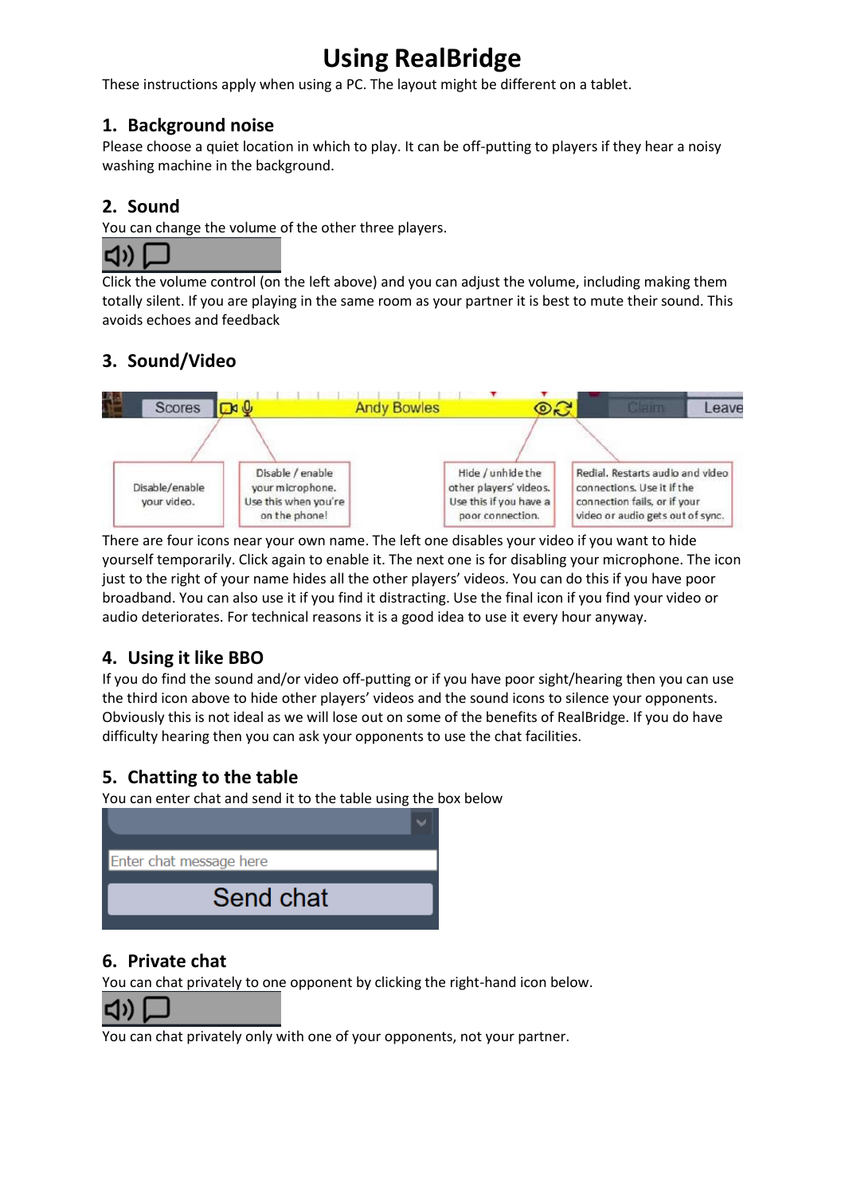# Using RealBridge

These instructions apply when using a PC. The layout might be different on a tablet.

## 1. Background noise

Please choose a quiet location in which to play. It can be off-putting to players if they hear a noisy washing machine in the background.

## 2. Sound

You can change the volume of the other three players.

Click the volume control (on the left above) and you can adjust the volume, including making them totally silent. If you are playing in the same room as your partner it is best to mute their sound. This avoids echoes and feedback

## 3. Sound/Video

Scores | Andy Bowles | Claim | Leave

Disable/enable your video.

Disable / enable your microphone. Use this when you're on the phone!

Hide / unhide the other players' videos. Use this if you have a poor connection.

Redial. Restarts audio and video connections. Use it if the connection fails, or if your video or audio gets out of sync.

There are four icons near your own name. The left one disables your video if you want to hide yourself temporarily. Click again to enable it. The next one is for disabling your microphone. The icon just to the right of your name hides all the other players' videos. You can do this if you have poor broadband. You can also use it if you find it distracting. Use the final icon if you find your video or audio deteriorates. For technical reasons it is a good idea to use it every hour anyway.

## 4. Using it like BBO

If you do find the sound and/or video off-putting or if you have poor sight/hearing then you can use the third icon above to hide other players' videos and the sound icons to silence your opponents. Obviously this is not ideal as we will lose out on some of the benefits of RealBridge. If you do have difficulty hearing then you can ask your opponents to use the chat facilities.

## 5. Chatting to the table

You can enter chat and send it to the table using the box below

Enter chat message here

Send chat

## 6. Private chat

You can chat privately to one opponent by clicking the right-hand icon below.

You can chat privately only with one of your opponents, not your partner.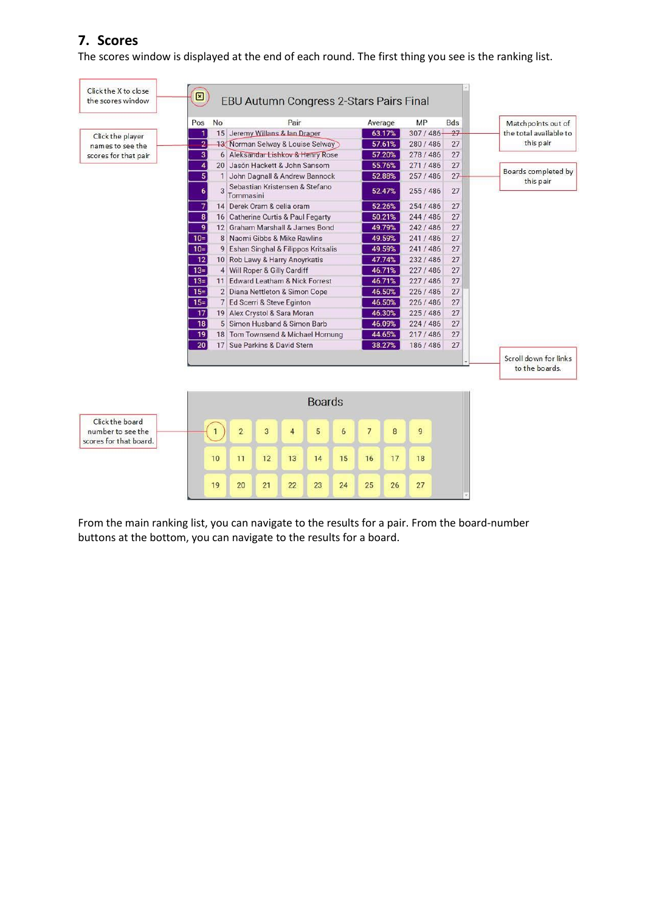## 7. Scores

The scores window is displayed at the end of each round. The first thing you see is the ranking list.

Click the X to close the scores window

Click the player names to see the scores for that pair

Matchpoints out of the total available to this pair

Boards completed by this pair

Scroll down for links to the boards.

EBU Autumn Congress 2-Stars Pairs Final

| Pos | No | Pair | Average | MP | Bds |
|---|---|---|---|---|---|
| 1 | 15 | Jeremy Willans & Ian Draper | 63.17% | 307 / 486 | 27 |
| 2 | 13 | Norman Selway & Louise Selway | 57.61% | 280 / 486 | 27 |
| 3 | 6 | Aleksandar Lishkov & Henry Rose | 57.20% | 278 / 486 | 27 |
| 4 | 20 | Jason Hackett & John Sansom | 55.76% | 271 / 486 | 27 |
| 5 | 1 | John Dagnall & Andrew Bannock | 52.88% | 257 / 486 | 27 |
| 6 | 3 | Sebastian Kristensen & Stefano Tommasini | 52.47% | 255 / 486 | 27 |
| 7 | 14 | Derek Oram & celia oram | 52.26% | 254 / 486 | 27 |
| 8 | 16 | Catherine Curtis & Paul Fegarty | 50.21% | 244 / 486 | 27 |
| 9 | 12 | Graham Marshall & James Bond | 49.79% | 242 / 486 | 27 |
| 10= | 8 | Naomi Gibbs & Mike Rawlins | 49.59% | 241 / 486 | 27 |
| 10= | 9 | Eshan Singhal & Filippos Kritsalis | 49.59% | 241 / 486 | 27 |
| 12 | 10 | Rob Lawy & Harry Anoyrkatis | 47.74% | 232 / 486 | 27 |
| 13= | 4 | Will Roper & Gilly Cardiff | 46.71% | 227 / 486 | 27 |
| 13= | 11 | Edward Leatham & Nick Forrest | 46.71% | 227 / 486 | 27 |
| 15= | 2 | Diana Nettleton & Simon Cope | 46.50% | 226 / 486 | 27 |
| 15= | 7 | Ed Scerri & Steve Eginton | 46.50% | 226 / 486 | 27 |
| 17 | 19 | Alex Crystol & Sara Moran | 46.30% | 225 / 486 | 27 |
| 18 | 5 | Simon Husband & Simon Barb | 46.09% | 224 / 486 | 27 |
| 19 | 18 | Tom Townsend & Michael Hornung | 44.65% | 217 / 486 | 27 |
| 20 | 17 | Sue Parkins & David Stern | 38.27% | 186 / 486 | 27 |

Click the board number to see the scores for that board.

Boards

| | | | | | | | | |
|---|---|---|---|---|---|---|---|---|
| 1 | 2 | 3 | 4 | 5 | 6 | 7 | 8 | 9 |
| 10 | 11 | 12 | 13 | 14 | 15 | 16 | 17 | 18 |
| 19 | 20 | 21 | 22 | 23 | 24 | 25 | 26 | 27 |

From the main ranking list, you can navigate to the results for a pair. From the board-number buttons at the bottom, you can navigate to the results for a board.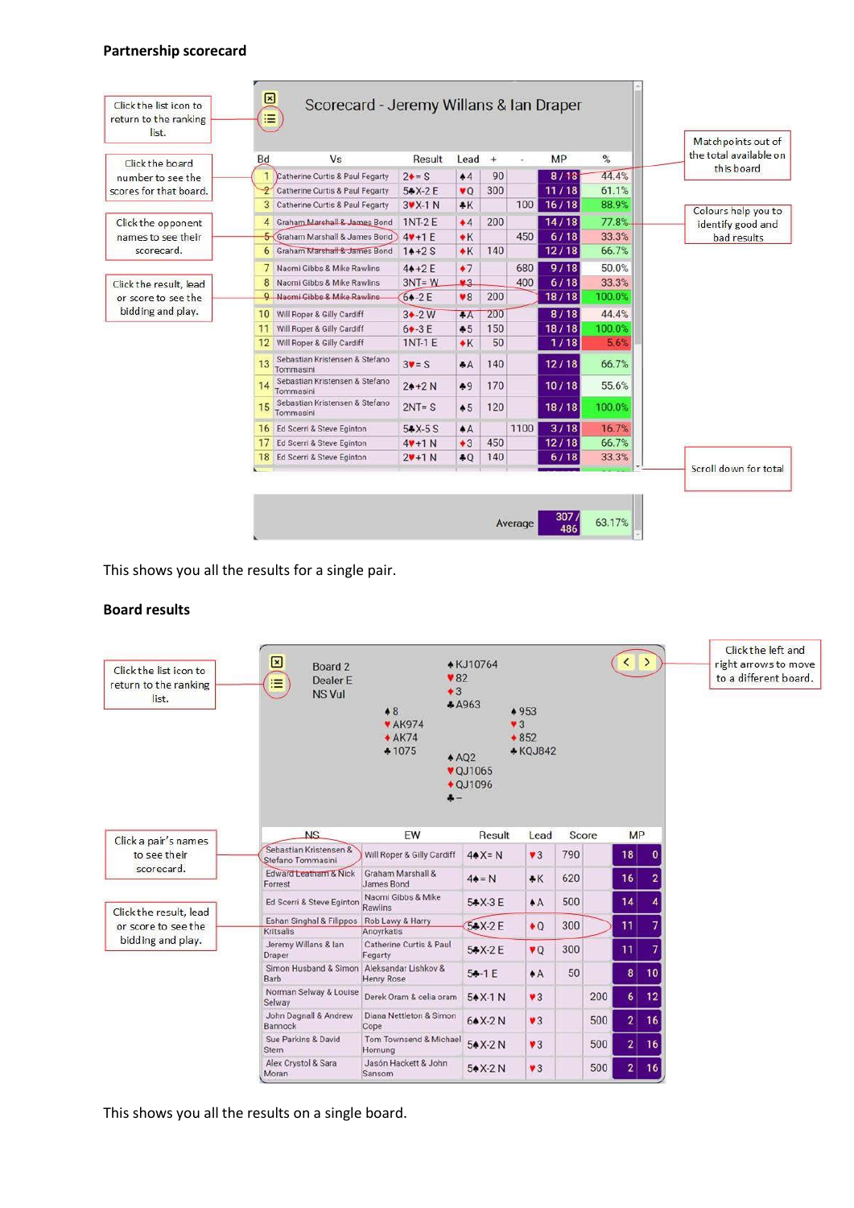## Partnership scorecard

Click the list icon to return to the ranking list.

Click the board number to see the scores for that board.

Click the opponent names to see their scorecard.

Click the result, lead or score to see the bidding and play.

Matchpoints out of the total available on this board

Colours help you to identify good and bad results

Scroll down for total

**Scorecard - Jeremy Willans & Ian Draper**

| Bd | Vs | Result | Lead | + | - | MP | % |
|---|---|---|---|---|---|---|---|
| 1 | Catherine Curtis & Paul Fegarty | 2♦= S | ♠4 | 90 | | 8 / 18 | 44.4% |
| 2 | Catherine Curtis & Paul Fegarty | 5♣X-2 E | ♥Q | 300 | | 11 / 18 | 61.1% |
| 3 | Catherine Curtis & Paul Fegarty | 3♥X-1 N | ♣K | | 100 | 16 / 18 | 88.9% |
| 4 | Graham Marshall & James Bond | 1NT-2 E | ♦4 | 200 | | 14 / 18 | 77.8% |
| 5 | Graham Marshall & James Bond | 4♥+1 E | ♦K | | 450 | 6 / 18 | 33.3% |
| 6 | Graham Marshall & James Bond | 1♠+2 S | ♦K | 140 | | 12 / 18 | 66.7% |
| 7 | Naomi Gibbs & Mike Rawlins | 4♠+2 E | ♦7 | | 680 | 9 / 18 | 50.0% |
| 8 | Naomi Gibbs & Mike Rawlins | 3NT= W | ♥3 | | 400 | 6 / 18 | 33.3% |
| 9 | Naomi Gibbs & Mike Rawlins | 6♠-2 E | ♥8 | 200 | | 18 / 18 | 100.0% |
| 10 | Will Roper & Gilly Cardiff | 3♦-2 W | ♣A | 200 | | 8 / 18 | 44.4% |
| 11 | Will Roper & Gilly Cardiff | 6♦-3 E | ♠5 | 150 | | 18 / 18 | 100.0% |
| 12 | Will Roper & Gilly Cardiff | 1NT-1 E | ♦K | 50 | | 1 / 18 | 5.6% |
| 13 | Sebastian Kristensen & Stefano Tommasini | 3♥= S | ♣A | 140 | | 12 / 18 | 66.7% |
| 14 | Sebastian Kristensen & Stefano Tommasini | 2♠+2 N | ♠9 | 170 | | 10 / 18 | 55.6% |
| 15 | Sebastian Kristensen & Stefano Tommasini | 2NT= S | ♠5 | 120 | | 18 / 18 | 100.0% |
| 16 | Ed Scerri & Steve Eginton | 5♣X-5 S | ♠A | | 1100 | 3 / 18 | 16.7% |
| 17 | Ed Scerri & Steve Eginton | 4♥+1 N | ♦3 | 450 | | 12 / 18 | 66.7% |
| 18 | Ed Scerri & Steve Eginton | 2♥+1 N | ♣Q | 140 | | 6 / 18 | 33.3% |
| | | | | | Average | 307 / 486 | 63.17% |

This shows you all the results for a single pair.

## Board results

Click the list icon to return to the ranking list.

Click the left and right arrows to move to a different board.

Click a pair's names to see their scorecard.

Click the result, lead or score to see the bidding and play.

Board 2
Dealer E
NS Vul

North: ♠KJ10764 ♥82 ♦3 ♣A963

West: ♠8 ♥AK974 ♦AK74 ♣1075

East: ♠953 ♥3 ♦852 ♣KQJ842

South: ♠AQ2 ♥QJ1065 ♦QJ1096 ♣–

| NS | EW | Result | Lead | Score | | MP | |
|---|---|---|---|---|---|---|---|
| Sebastian Kristensen & Stefano Tommasini | Will Roper & Gilly Cardiff | 4♠X= N | ♥3 | 790 | | 18 | 0 |
| Edward Leatham & Nick Forrest | Graham Marshall & James Bond | 4♠= N | ♣K | 620 | | 16 | 2 |
| Ed Scerri & Steve Eginton | Naomi Gibbs & Mike Rawlins | 5♣X-3 E | ♠A | 500 | | 14 | 4 |
| Eshan Singhal & Filippos Kritsalis | Rob Lawy & Harry Anoyrkatis | 5♣X-2 E | ♦Q | 300 | | 11 | 7 |
| Jeremy Willans & Ian Draper | Catherine Curtis & Paul Fegarty | 5♣X-2 E | ♥Q | 300 | | 11 | 7 |
| Simon Husband & Simon Barb | Aleksandar Lishkov & Henry Rose | 5♣-1 E | ♠A | 50 | | 8 | 10 |
| Norman Selway & Louise Selway | Derek Oram & celia oram | 5♠X-1 N | ♥3 | | 200 | 6 | 12 |
| John Dognall & Andrew Bannock | Diana Nettleton & Simon Cope | 6♠X-2 N | ♥3 | | 500 | 2 | 16 |
| Sue Parkins & David Stern | Tom Townsend & Michael Hornung | 5♠X-2 N | ♥3 | | 500 | 2 | 16 |
| Alex Crystol & Sara Moran | Jasón Hackett & John Sansom | 5♠X-2 N | ♥3 | | 500 | 2 | 16 |

This shows you all the results on a single board.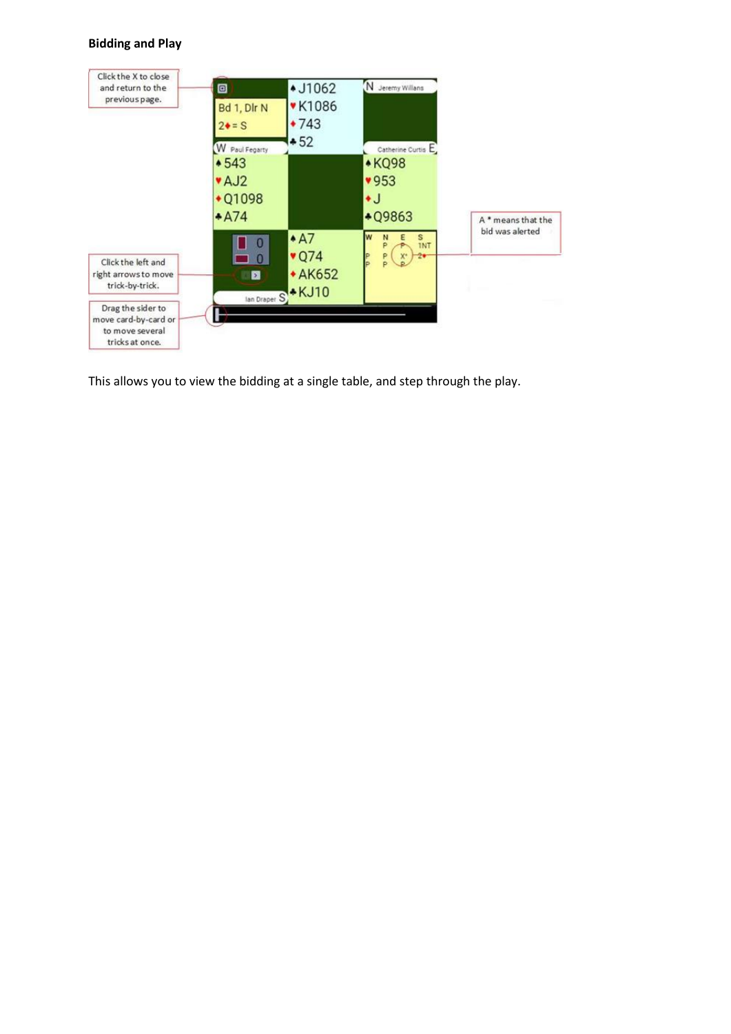**Bidding and Play**

Click the X to close and return to the previous page.

Bd 1, Dlr N

2♦= S

N Jeremy Willans

♠J1062
♥K1086
♦743
♣52

W Paul Fegarty

♠543
♥AJ2
♦Q1098
♣A74

Catherine Curtis E

♠KQ98
♥953
♦J
♣Q9863

Ian Draper S

♠A7
♥Q74
♦AK652
♣KJ10

| W | N | E | S |
|---|---|---|---|
| | P | P | 1NT |
| P | P | X* | 2♦ |
| P | P | P | |

A * means that the bid was alerted

Click the left and right arrows to move trick-by-trick.

Drag the sider to move card-by-card or to move several tricks at once.

This allows you to view the bidding at a single table, and step through the play.